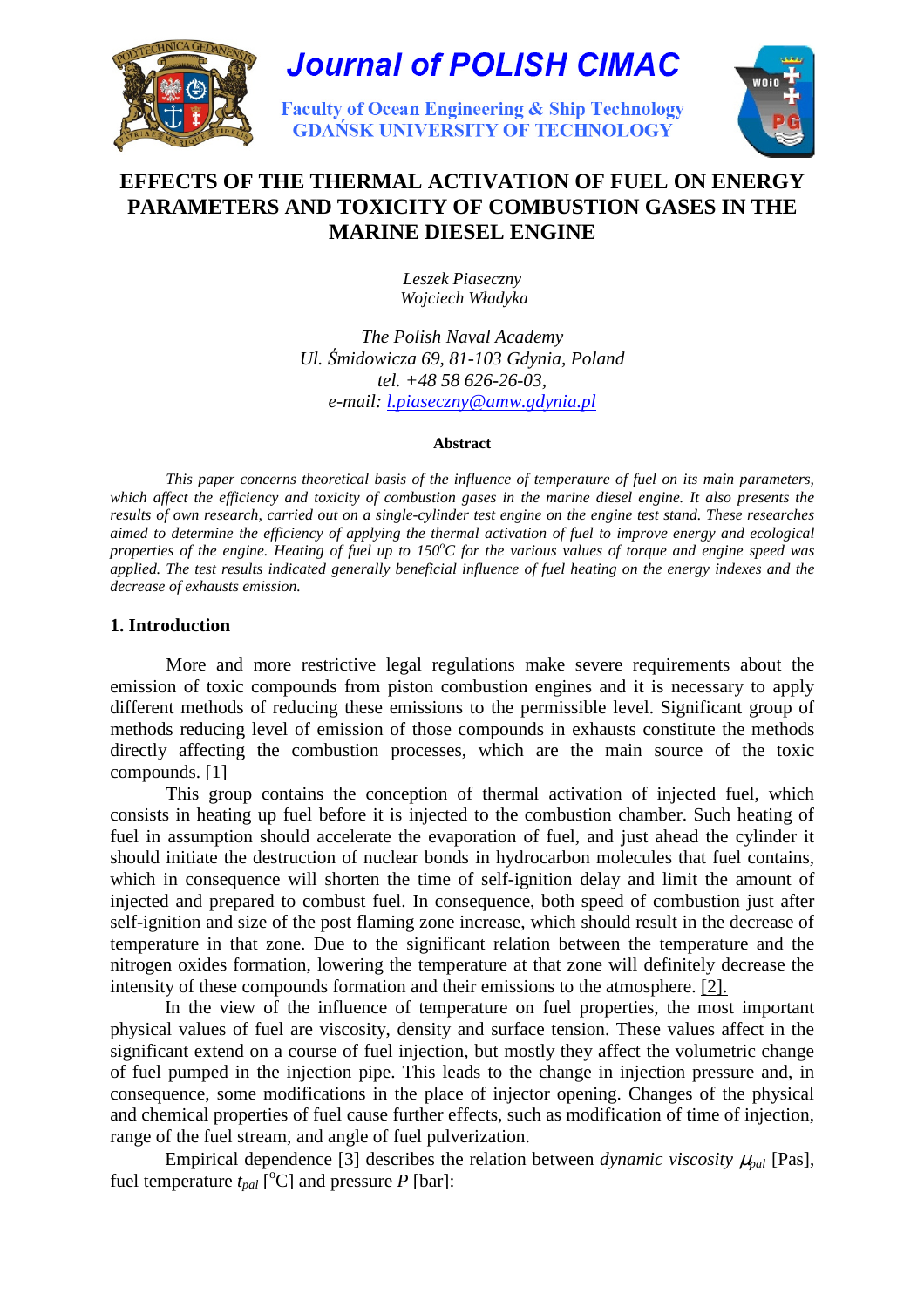Journal of POLISH CIMAC

Faculty of Ocean Engineering & Ship Technology
GDAŃSK UNIVERSITY OF TECHNOLOGY

# EFFECTS OF THE THERMAL ACTIVATION OF FUEL ON ENERGY PARAMETERS AND TOXICITY OF COMBUSTION GASES IN THE MARINE DIESEL ENGINE

*Leszek Piaseczny*
*Wojciech Władyka*

*The Polish Naval Academy*
*Ul. Śmidowicza 69, 81-103 Gdynia, Poland*
*tel. +48 58 626-26-03,*
*e-mail: l.piaseczny@amw.gdynia.pl*

**Abstract**

*This paper concerns theoretical basis of the influence of temperature of fuel on its main parameters, which affect the efficiency and toxicity of combustion gases in the marine diesel engine. It also presents the results of own research, carried out on a single-cylinder test engine on the engine test stand. These researches aimed to determine the efficiency of applying the thermal activation of fuel to improve energy and ecological properties of the engine. Heating of fuel up to 150°C for the various values of torque and engine speed was applied. The test results indicated generally beneficial influence of fuel heating on the energy indexes and the decrease of exhausts emission.*

## 1. Introduction

More and more restrictive legal regulations make severe requirements about the emission of toxic compounds from piston combustion engines and it is necessary to apply different methods of reducing these emissions to the permissible level. Significant group of methods reducing level of emission of those compounds in exhausts constitute the methods directly affecting the combustion processes, which are the main source of the toxic compounds. [1]

This group contains the conception of thermal activation of injected fuel, which consists in heating up fuel before it is injected to the combustion chamber. Such heating of fuel in assumption should accelerate the evaporation of fuel, and just ahead the cylinder it should initiate the destruction of nuclear bonds in hydrocarbon molecules that fuel contains, which in consequence will shorten the time of self-ignition delay and limit the amount of injected and prepared to combust fuel. In consequence, both speed of combustion just after self-ignition and size of the post flaming zone increase, which should result in the decrease of temperature in that zone. Due to the significant relation between the temperature and the nitrogen oxides formation, lowering the temperature at that zone will definitely decrease the intensity of these compounds formation and their emissions to the atmosphere. [2].

In the view of the influence of temperature on fuel properties, the most important physical values of fuel are viscosity, density and surface tension. These values affect in the significant extend on a course of fuel injection, but mostly they affect the volumetric change of fuel pumped in the injection pipe. This leads to the change in injection pressure and, in consequence, some modifications in the place of injector opening. Changes of the physical and chemical properties of fuel cause further effects, such as modification of time of injection, range of the fuel stream, and angle of fuel pulverization.

Empirical dependence [3] describes the relation between *dynamic viscosity* $\mu_{pal}$ [Pas], fuel temperature $t_{pal}$ [°C] and pressure $P$ [bar]: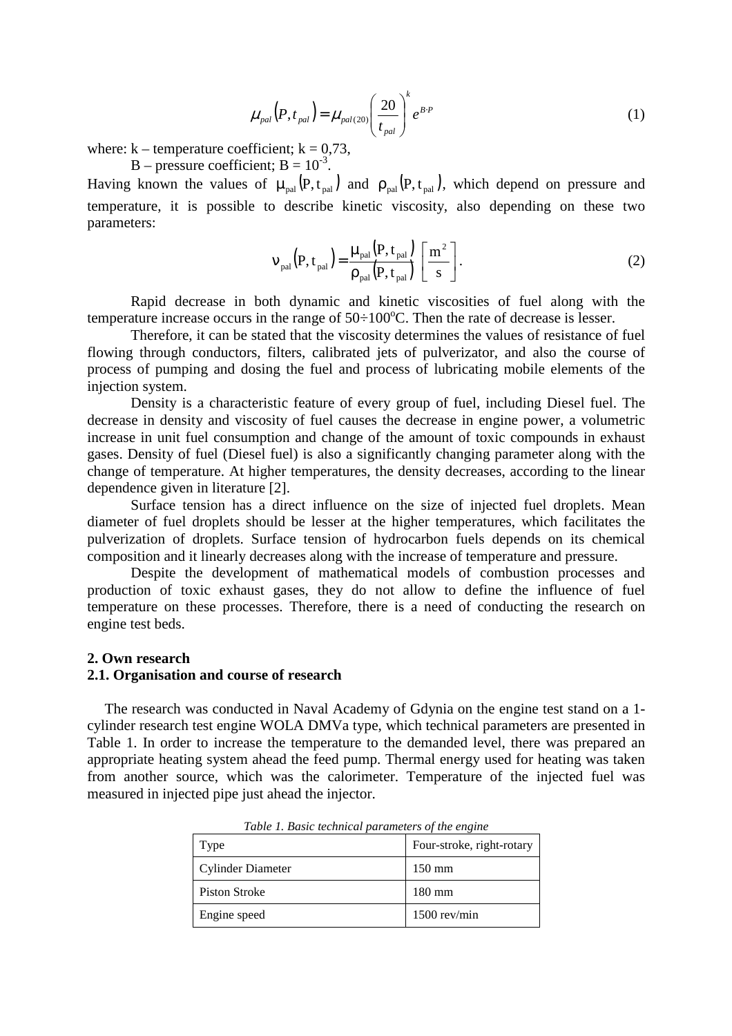$$\mu_{pal}(P, t_{pal}) = \mu_{pal(20)} \left( \frac{20}{t_{pal}} \right)^k e^{B \cdot P} \tag{1}$$

where: k – temperature coefficient; k = 0,73,

B – pressure coefficient; $B = 10^{-3}$.

Having known the values of $\mu_{pal}(P, t_{pal})$ and $\rho_{pal}(P, t_{pal})$, which depend on pressure and temperature, it is possible to describe kinetic viscosity, also depending on these two parameters:

$$\nu_{pal}(P, t_{pal}) = \frac{\mu_{pal}(P, t_{pal})}{\rho_{pal}(P, t_{pal})} \left[ \frac{m^2}{s} \right]. \tag{2}$$

Rapid decrease in both dynamic and kinetic viscosities of fuel along with the temperature increase occurs in the range of 50÷100°C. Then the rate of decrease is lesser.

Therefore, it can be stated that the viscosity determines the values of resistance of fuel flowing through conductors, filters, calibrated jets of pulverizator, and also the course of process of pumping and dosing the fuel and process of lubricating mobile elements of the injection system.

Density is a characteristic feature of every group of fuel, including Diesel fuel. The decrease in density and viscosity of fuel causes the decrease in engine power, a volumetric increase in unit fuel consumption and change of the amount of toxic compounds in exhaust gases. Density of fuel (Diesel fuel) is also a significantly changing parameter along with the change of temperature. At higher temperatures, the density decreases, according to the linear dependence given in literature [2].

Surface tension has a direct influence on the size of injected fuel droplets. Mean diameter of fuel droplets should be lesser at the higher temperatures, which facilitates the pulverization of droplets. Surface tension of hydrocarbon fuels depends on its chemical composition and it linearly decreases along with the increase of temperature and pressure.

Despite the development of mathematical models of combustion processes and production of toxic exhaust gases, they do not allow to define the influence of fuel temperature on these processes. Therefore, there is a need of conducting the research on engine test beds.

## 2. Own research

### 2.1. Organisation and course of research

The research was conducted in Naval Academy of Gdynia on the engine test stand on a 1-cylinder research test engine WOLA DMVa type, which technical parameters are presented in Table 1. In order to increase the temperature to the demanded level, there was prepared an appropriate heating system ahead the feed pump. Thermal energy used for heating was taken from another source, which was the calorimeter. Temperature of the injected fuel was measured in injected pipe just ahead the injector.

*Table 1. Basic technical parameters of the engine*

| Type | Four-stroke, right-rotary |
|---|---|
| Cylinder Diameter | 150 mm |
| Piston Stroke | 180 mm |
| Engine speed | 1500 rev/min |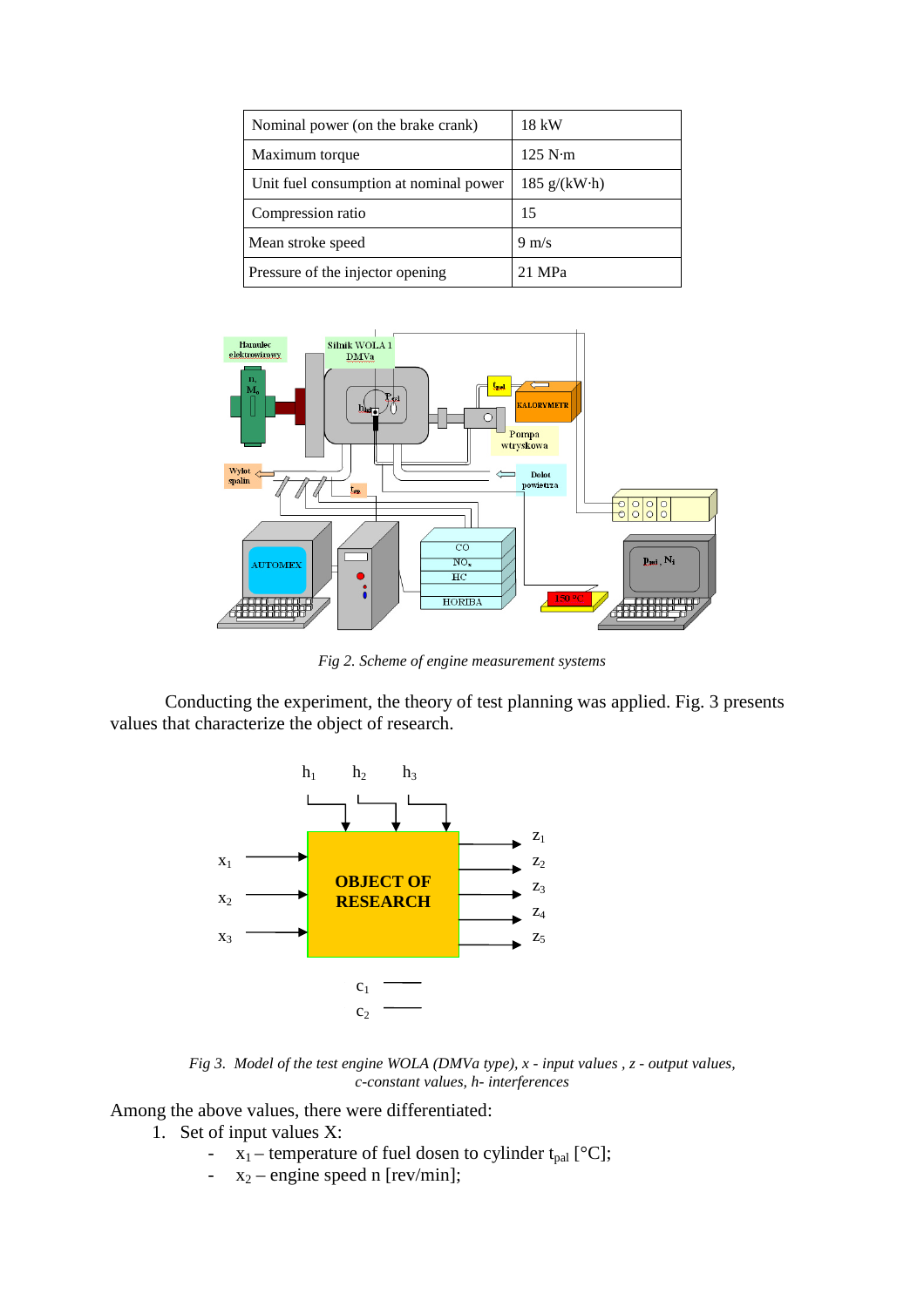| Nominal power (on the brake crank) | 18 kW |
|---|---|
| Maximum torque | 125 N·m |
| Unit fuel consumption at nominal power | 185 g/(kW·h) |
| Compression ratio | 15 |
| Mean stroke speed | 9 m/s |
| Pressure of the injector opening | 21 MPa |

*Fig 2. Scheme of engine measurement systems*

Conducting the experiment, the theory of test planning was applied. Fig. 3 presents values that characterize the object of research.

*Fig 3. Model of the test engine WOLA (DMVa type), x - input values , z - output values, c-constant values, h- interferences*

Among the above values, there were differentiated:

1. Set of input values X:
   - $x_1$ – temperature of fuel dosen to cylinder $t_{pal}$ [°C];
   - $x_2$ – engine speed n [rev/min];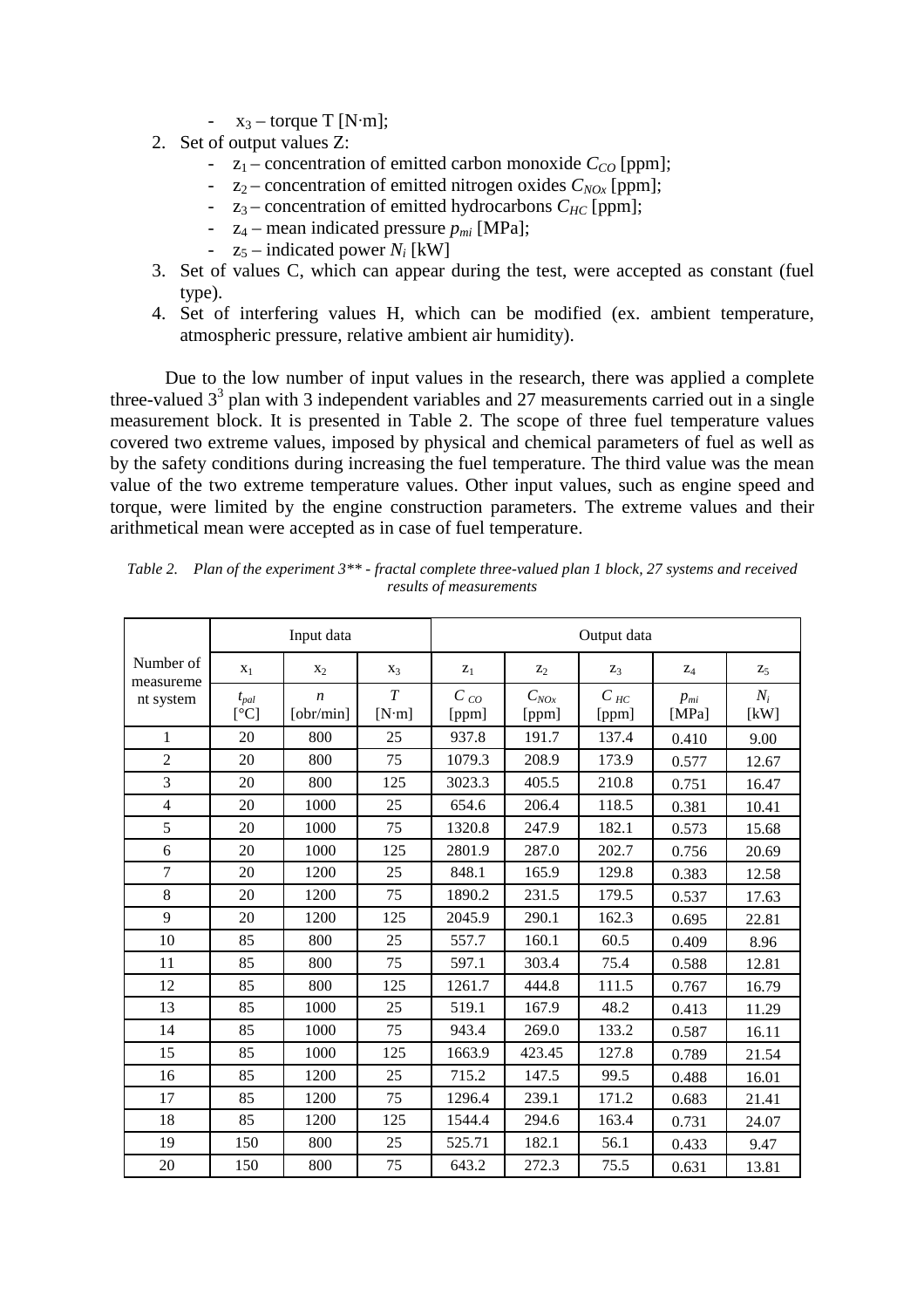- $x_3$ – torque T [N·m];

2. Set of output values Z:
   - $z_1$ – concentration of emitted carbon monoxide $C_{CO}$ [ppm];
   - $z_2$ – concentration of emitted nitrogen oxides $C_{NOx}$ [ppm];
   - $z_3$ – concentration of emitted hydrocarbons $C_{HC}$ [ppm];
   - $z_4$ – mean indicated pressure $p_{mi}$ [MPa];
   - $z_5$ – indicated power $N_i$ [kW]
3. Set of values C, which can appear during the test, were accepted as constant (fuel type).
4. Set of interfering values H, which can be modified (ex. ambient temperature, atmospheric pressure, relative ambient air humidity).

Due to the low number of input values in the research, there was applied a complete three-valued $3^3$ plan with 3 independent variables and 27 measurements carried out in a single measurement block. It is presented in Table 2. The scope of three fuel temperature values covered two extreme values, imposed by physical and chemical parameters of fuel as well as by the safety conditions during increasing the fuel temperature. The third value was the mean value of the two extreme temperature values. Other input values, such as engine speed and torque, were limited by the engine construction parameters. The extreme values and their arithmetical mean were accepted as in case of fuel temperature.

*Table 2. Plan of the experiment 3** - fractal complete three-valued plan 1 block, 27 systems and received results of measurements*

| Number of measurement system | Input data | | | Output data | | | | |
|---|---|---|---|---|---|---|---|---|
| | $x_1$ | $x_2$ | $x_3$ | $z_1$ | $z_2$ | $z_3$ | $z_4$ | $z_5$ |
| | $t_{pal}$ [°C] | $n$ [obr/min] | $T$ [N·m] | $C_{CO}$ [ppm] | $C_{NOx}$ [ppm] | $C_{HC}$ [ppm] | $p_{mi}$ [MPa] | $N_i$ [kW] |
| 1 | 20 | 800 | 25 | 937.8 | 191.7 | 137.4 | 0.410 | 9.00 |
| 2 | 20 | 800 | 75 | 1079.3 | 208.9 | 173.9 | 0.577 | 12.67 |
| 3 | 20 | 800 | 125 | 3023.3 | 405.5 | 210.8 | 0.751 | 16.47 |
| 4 | 20 | 1000 | 25 | 654.6 | 206.4 | 118.5 | 0.381 | 10.41 |
| 5 | 20 | 1000 | 75 | 1320.8 | 247.9 | 182.1 | 0.573 | 15.68 |
| 6 | 20 | 1000 | 125 | 2801.9 | 287.0 | 202.7 | 0.756 | 20.69 |
| 7 | 20 | 1200 | 25 | 848.1 | 165.9 | 129.8 | 0.383 | 12.58 |
| 8 | 20 | 1200 | 75 | 1890.2 | 231.5 | 179.5 | 0.537 | 17.63 |
| 9 | 20 | 1200 | 125 | 2045.9 | 290.1 | 162.3 | 0.695 | 22.81 |
| 10 | 85 | 800 | 25 | 557.7 | 160.1 | 60.5 | 0.409 | 8.96 |
| 11 | 85 | 800 | 75 | 597.1 | 303.4 | 75.4 | 0.588 | 12.81 |
| 12 | 85 | 800 | 125 | 1261.7 | 444.8 | 111.5 | 0.767 | 16.79 |
| 13 | 85 | 1000 | 25 | 519.1 | 167.9 | 48.2 | 0.413 | 11.29 |
| 14 | 85 | 1000 | 75 | 943.4 | 269.0 | 133.2 | 0.587 | 16.11 |
| 15 | 85 | 1000 | 125 | 1663.9 | 423.45 | 127.8 | 0.789 | 21.54 |
| 16 | 85 | 1200 | 25 | 715.2 | 147.5 | 99.5 | 0.488 | 16.01 |
| 17 | 85 | 1200 | 75 | 1296.4 | 239.1 | 171.2 | 0.683 | 21.41 |
| 18 | 85 | 1200 | 125 | 1544.4 | 294.6 | 163.4 | 0.731 | 24.07 |
| 19 | 150 | 800 | 25 | 525.71 | 182.1 | 56.1 | 0.433 | 9.47 |
| 20 | 150 | 800 | 75 | 643.2 | 272.3 | 75.5 | 0.631 | 13.81 |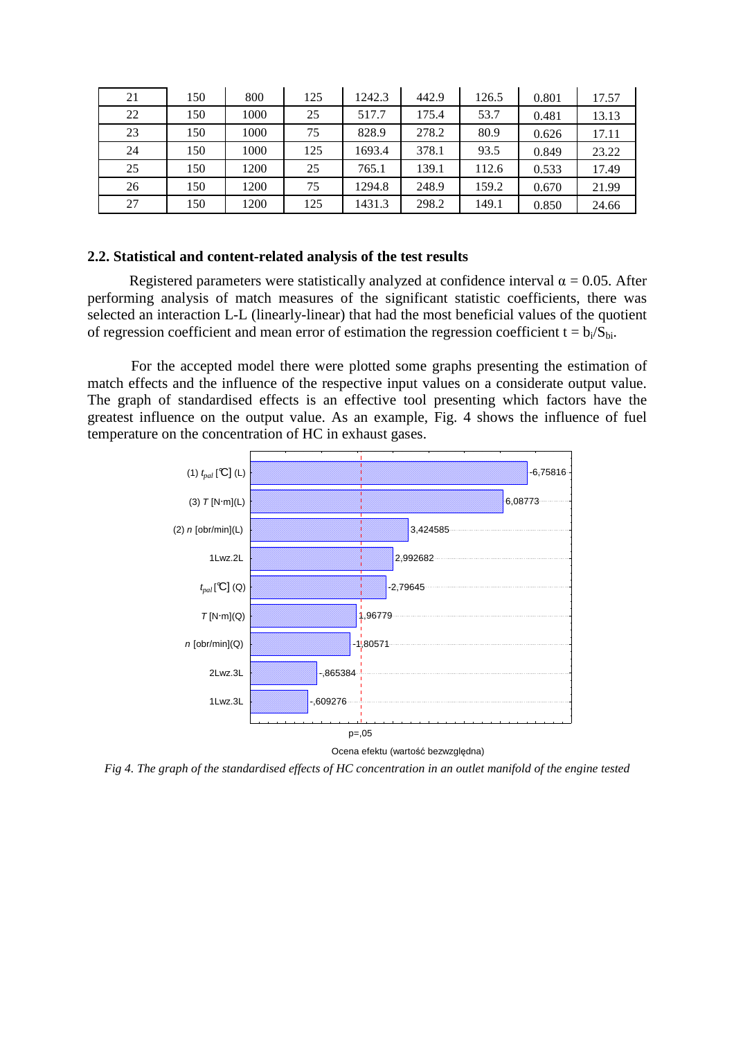| | | | | | | | | |
|---|---|---|---|---|---|---|---|---|
| 21 | 150 | 800 | 125 | 1242.3 | 442.9 | 126.5 | 0.801 | 17.57 |
| 22 | 150 | 1000 | 25 | 517.7 | 175.4 | 53.7 | 0.481 | 13.13 |
| 23 | 150 | 1000 | 75 | 828.9 | 278.2 | 80.9 | 0.626 | 17.11 |
| 24 | 150 | 1000 | 125 | 1693.4 | 378.1 | 93.5 | 0.849 | 23.22 |
| 25 | 150 | 1200 | 25 | 765.1 | 139.1 | 112.6 | 0.533 | 17.49 |
| 26 | 150 | 1200 | 75 | 1294.8 | 248.9 | 159.2 | 0.670 | 21.99 |
| 27 | 150 | 1200 | 125 | 1431.3 | 298.2 | 149.1 | 0.850 | 24.66 |

### 2.2. Statistical and content-related analysis of the test results

Registered parameters were statistically analyzed at confidence interval $\alpha = 0.05$. After performing analysis of match measures of the significant statistic coefficients, there was selected an interaction L-L (linearly-linear) that had the most beneficial values of the quotient of regression coefficient and mean error of estimation the regression coefficient $t = b_i/S_{bi}$.

For the accepted model there were plotted some graphs presenting the estimation of match effects and the influence of the respective input values on a considerate output value. The graph of standardised effects is an effective tool presenting which factors have the greatest influence on the output value. As an example, Fig. 4 shows the influence of fuel temperature on the concentration of HC in exhaust gases.

*Fig 4. The graph of the standardised effects of HC concentration in an outlet manifold of the engine tested*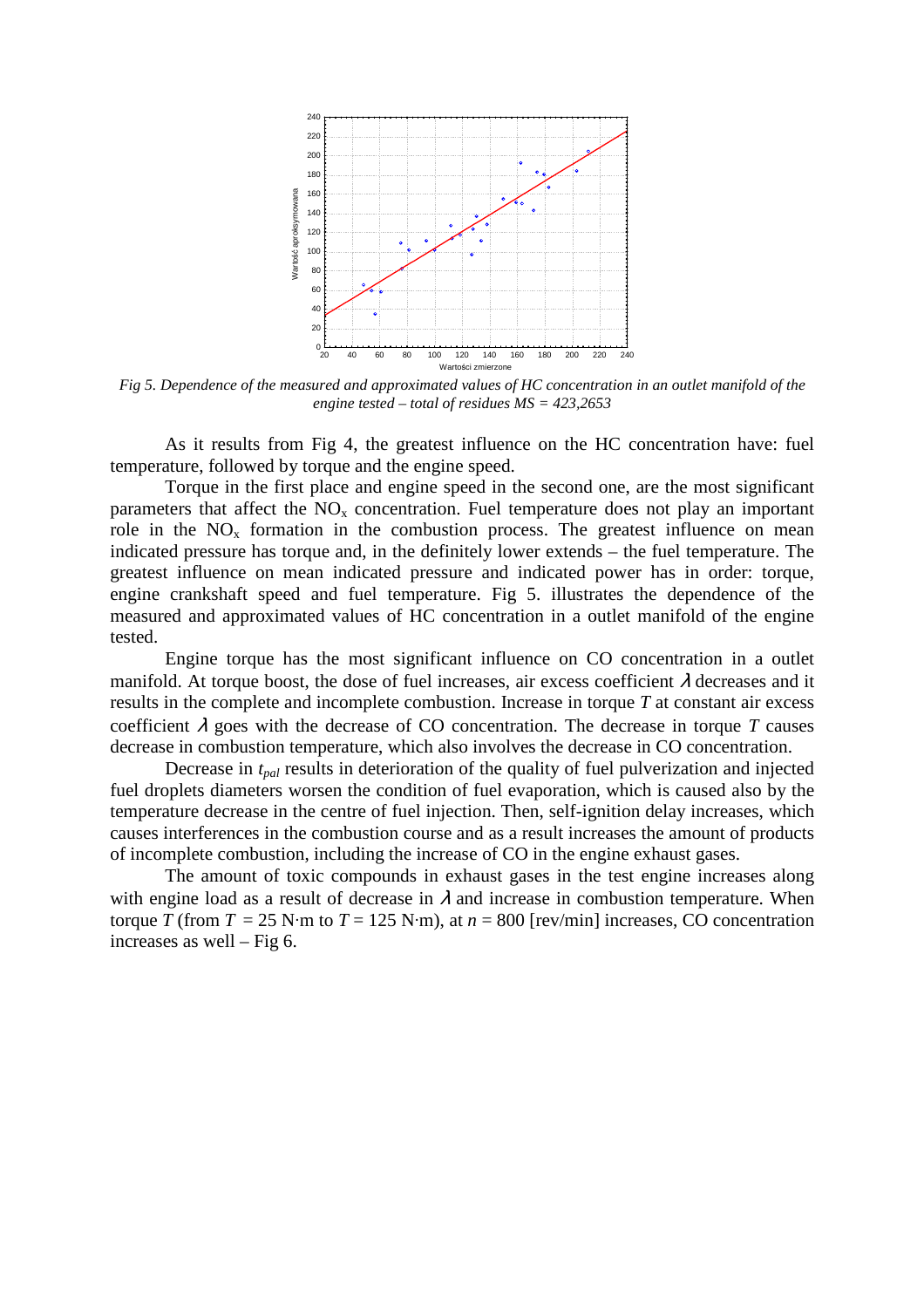*Fig 5. Dependence of the measured and approximated values of HC concentration in an outlet manifold of the engine tested – total of residues MS = 423,2653*

As it results from Fig 4, the greatest influence on the HC concentration have: fuel temperature, followed by torque and the engine speed.

Torque in the first place and engine speed in the second one, are the most significant parameters that affect the $NO_x$ concentration. Fuel temperature does not play an important role in the $NO_x$ formation in the combustion process. The greatest influence on mean indicated pressure has torque and, in the definitely lower extends – the fuel temperature. The greatest influence on mean indicated pressure and indicated power has in order: torque, engine crankshaft speed and fuel temperature. Fig 5. illustrates the dependence of the measured and approximated values of HC concentration in a outlet manifold of the engine tested.

Engine torque has the most significant influence on CO concentration in a outlet manifold. At torque boost, the dose of fuel increases, air excess coefficient $\lambda$ decreases and it results in the complete and incomplete combustion. Increase in torque $T$ at constant air excess coefficient $\lambda$ goes with the decrease of CO concentration. The decrease in torque $T$ causes decrease in combustion temperature, which also involves the decrease in CO concentration.

Decrease in $t_{pal}$ results in deterioration of the quality of fuel pulverization and injected fuel droplets diameters worsen the condition of fuel evaporation, which is caused also by the temperature decrease in the centre of fuel injection. Then, self-ignition delay increases, which causes interferences in the combustion course and as a result increases the amount of products of incomplete combustion, including the increase of CO in the engine exhaust gases.

The amount of toxic compounds in exhaust gases in the test engine increases along with engine load as a result of decrease in $\lambda$ and increase in combustion temperature. When torque $T$ (from $T = 25$ N·m to $T = 125$ N·m), at $n = 800$ [rev/min] increases, CO concentration increases as well – Fig 6.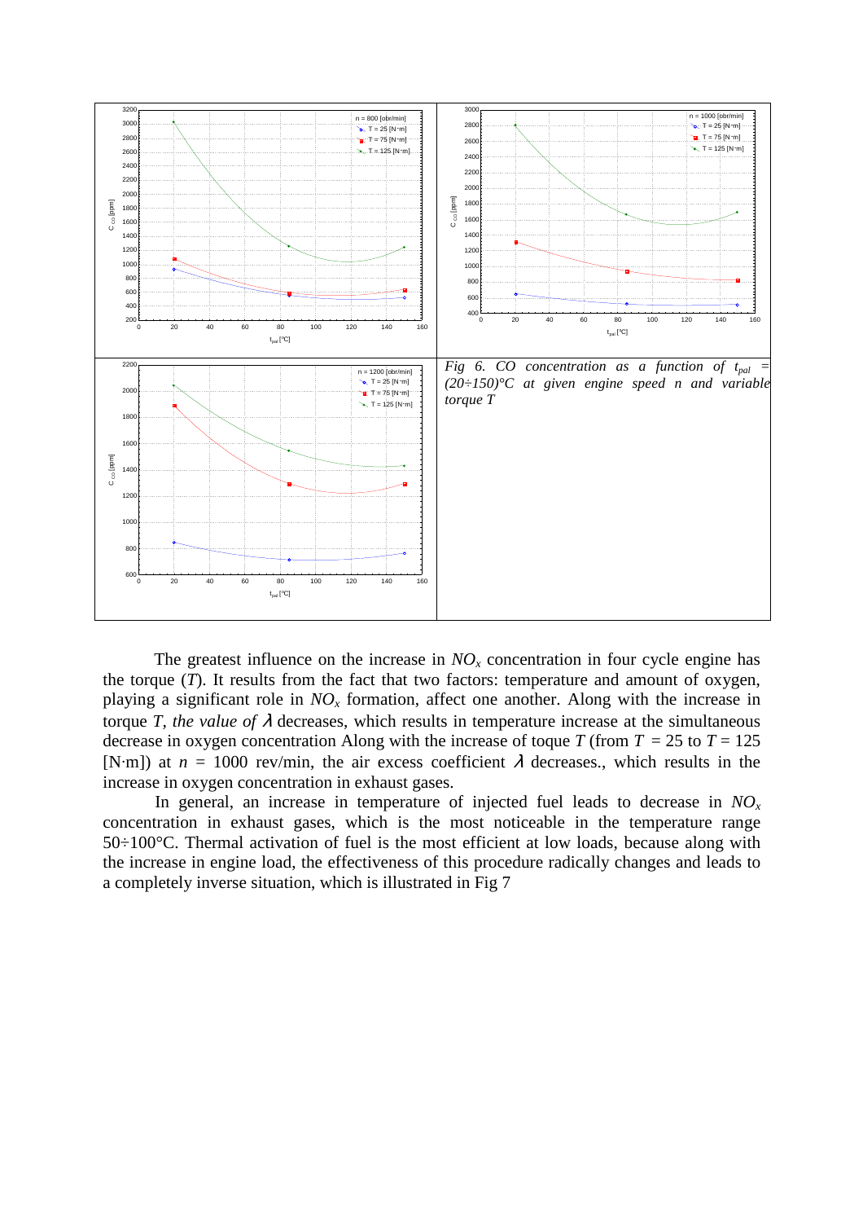*Fig 6. CO concentration as a function of $t_{pal}$ = (20÷150)°C at given engine speed n and variable torque T*

The greatest influence on the increase in $NO_x$ concentration in four cycle engine has the torque ($T$). It results from the fact that two factors: temperature and amount of oxygen, playing a significant role in $NO_x$ formation, affect one another. Along with the increase in torque $T$, *the value of* $\lambda$ decreases, which results in temperature increase at the simultaneous decrease in oxygen concentration Along with the increase of toque $T$ (from $T$ = 25 to $T$ = 125 [N·m]) at $n$ = 1000 rev/min, the air excess coefficient $\lambda$ decreases., which results in the increase in oxygen concentration in exhaust gases.

In general, an increase in temperature of injected fuel leads to decrease in $NO_x$ concentration in exhaust gases, which is the most noticeable in the temperature range 50÷100°C. Thermal activation of fuel is the most efficient at low loads, because along with the increase in engine load, the effectiveness of this procedure radically changes and leads to a completely inverse situation, which is illustrated in Fig 7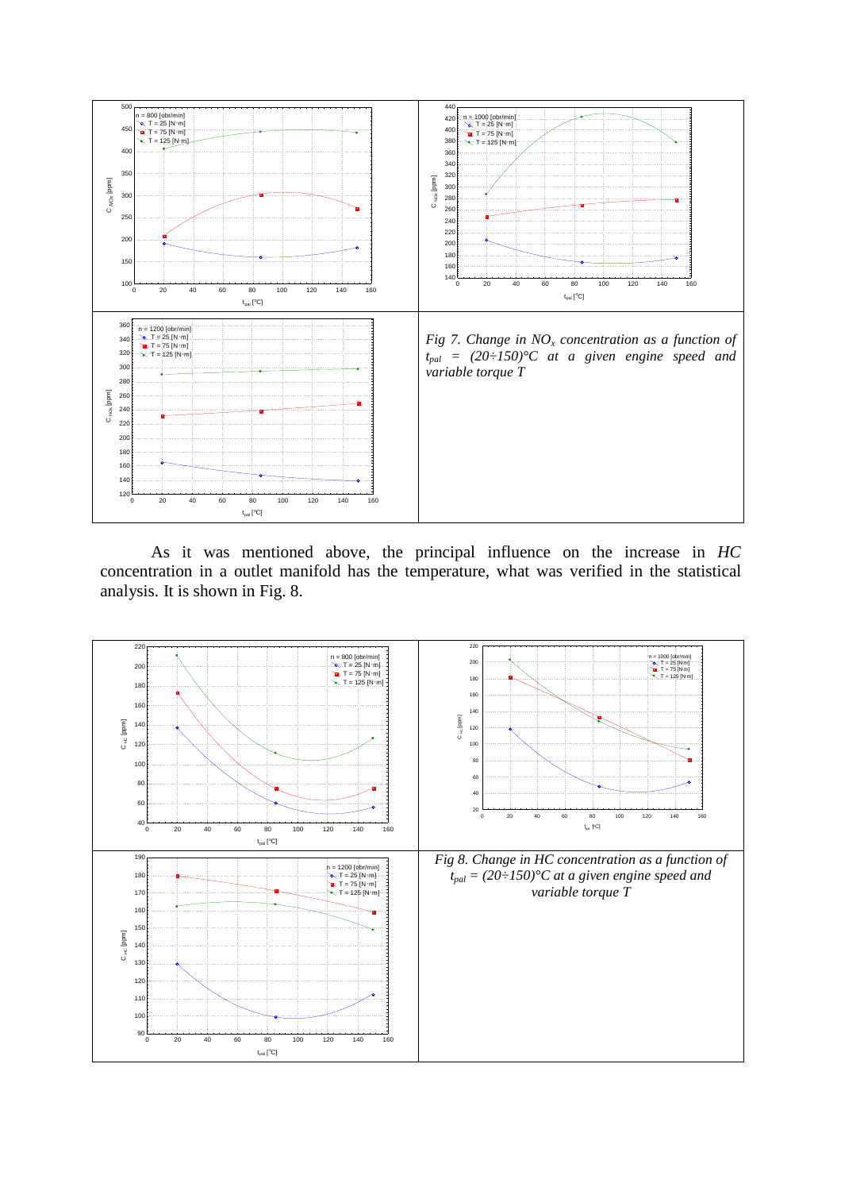*Fig 7. Change in $NO_x$ concentration as a function of $t_{pal}$ = (20÷150)°C at a given engine speed and variable torque T*

As it was mentioned above, the principal influence on the increase in *HC* concentration in a outlet manifold has the temperature, what was verified in the statistical analysis. It is shown in Fig. 8.

*Fig 8. Change in HC concentration as a function of $t_{pal}$ = (20÷150)°C at a given engine speed and variable torque T*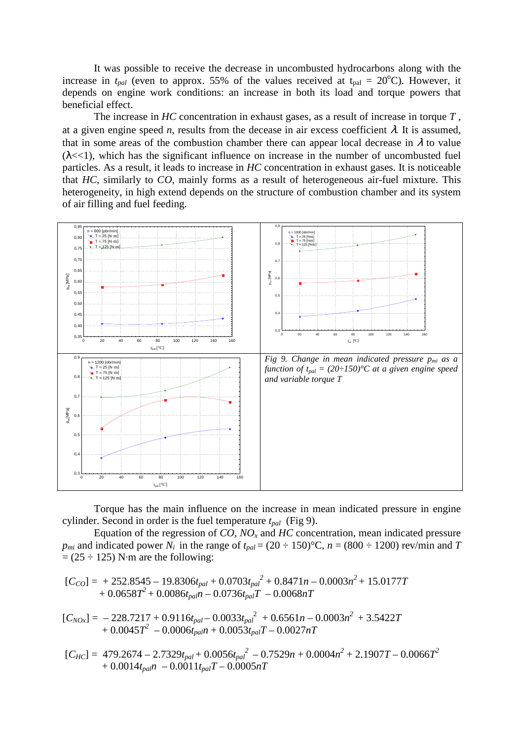It was possible to receive the decrease in uncombusted hydrocarbons along with the increase in $t_{pal}$ (even to approx. 55% of the values received at $t_{pal}$ = 20°C). However, it depends on engine work conditions: an increase in both its load and torque powers that beneficial effect.

The increase in $HC$ concentration in exhaust gases, as a result of increase in torque $T$ , at a given engine speed $n$, results from the decease in air excess coefficient $\lambda$. It is assumed, that in some areas of the combustion chamber there can appear local decrease in $\lambda$ to value ($\lambda$<<1), which has the significant influence on increase in the number of uncombusted fuel particles. As a result, it leads to increase in $HC$ concentration in exhaust gases. It is noticeable that $HC$, similarly to $CO$, mainly forms as a result of heterogeneous air-fuel mixture. This heterogeneity, in high extend depends on the structure of combustion chamber and its system of air filling and fuel feeding.

*Fig 9. Change in mean indicated pressure $p_{mi}$ as a function of $t_{pal}$ = (20÷150)°C at a given engine speed and variable torque $T$*

Torque has the main influence on the increase in mean indicated pressure in engine cylinder. Second in order is the fuel temperature $t_{pal}$ (Fig 9).

Equation of the regression of $CO$, $NO_x$ and $HC$ concentration, mean indicated pressure $p_{mi}$ and indicated power $N_i$ in the range of $t_{pal}$ = (20 ÷ 150)°C, $n$ = (800 ÷ 1200) rev/min and $T$ = (25 ÷ 125) N·m are the following:

$$[C_{CO}] = +252.8545 - 19.8306t_{pal} + 0.0703t_{pal}^2 + 0.8471n - 0.0003n^2 + 15.0177T + 0.0658T^2 + 0.0086t_{pal}n - 0.0736t_{pal}T - 0.0068nT$$

$$[C_{NOx}] = -228.7217 + 0.9116t_{pal} - 0.0033t_{pal}^2 + 0.6561n - 0.0003n^2 + 3.5422T + 0.0045T^2 - 0.0006t_{pal}n + 0.0053t_{pal}T - 0.0027nT$$

$$[C_{HC}] = 479.2674 - 2.7329t_{pal} + 0.0056t_{pal}^2 - 0.7529n + 0.0004n^2 + 2.1907T - 0.0066T^2 + 0.0014t_{pal}n - 0.0011t_{pal}T - 0.0005nT$$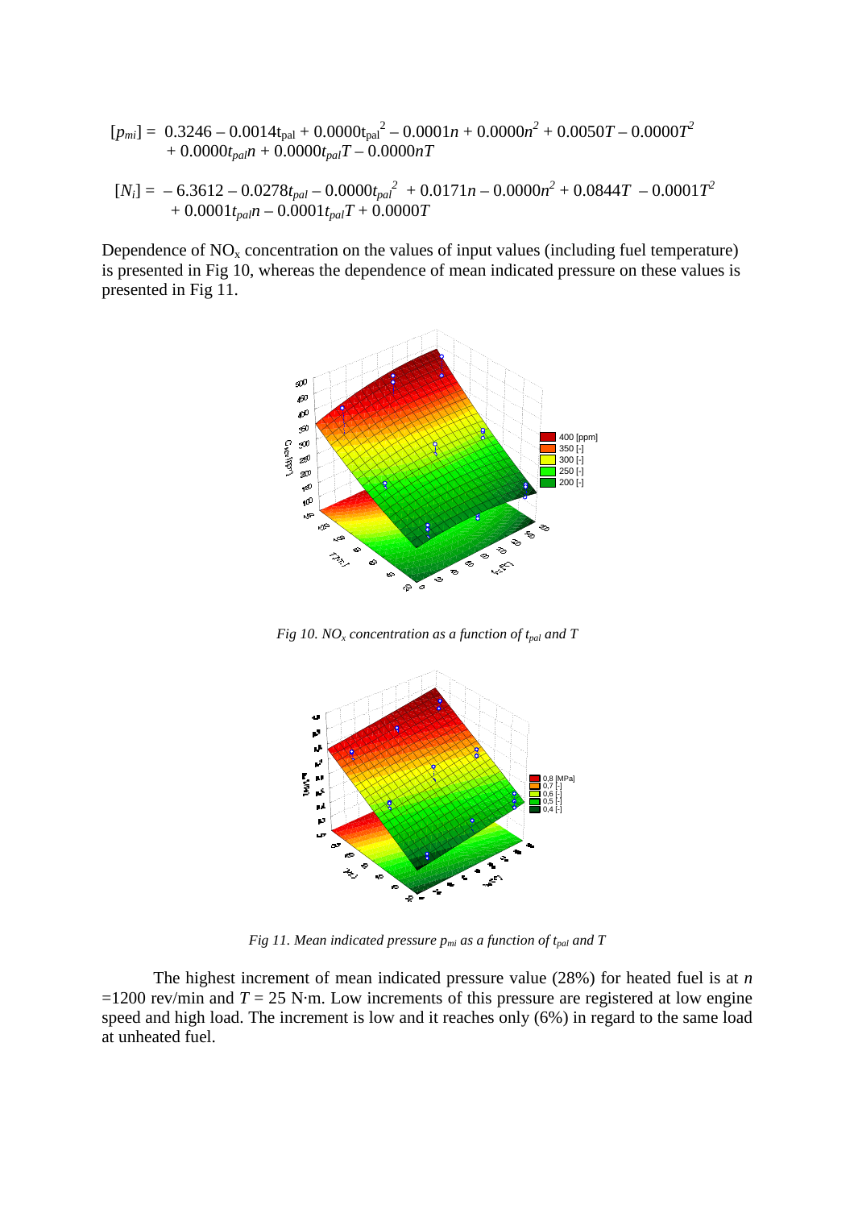$$[p_{mi}] = 0.3246 - 0.0014t_{pal} + 0.0000t_{pal}^2 - 0.0001n + 0.0000n^2 + 0.0050T - 0.0000T^2 + 0.0000t_{pal}n + 0.0000t_{pal}T - 0.0000nT$$

$$[N_i] = -6.3612 - 0.0278t_{pal} - 0.0000t_{pal}^2 + 0.0171n - 0.0000n^2 + 0.0844T - 0.0001T^2 + 0.0001t_{pal}n - 0.0001t_{pal}T + 0.0000T$$

Dependence of $NO_x$ concentration on the values of input values (including fuel temperature) is presented in Fig 10, whereas the dependence of mean indicated pressure on these values is presented in Fig 11.

*Fig 10. $NO_x$ concentration as a function of $t_{pal}$ and $T$*

*Fig 11. Mean indicated pressure $p_{mi}$ as a function of $t_{pal}$ and $T$*

The highest increment of mean indicated pressure value (28%) for heated fuel is at $n$ =1200 rev/min and $T$ = 25 N·m. Low increments of this pressure are registered at low engine speed and high load. The increment is low and it reaches only (6%) in regard to the same load at unheated fuel.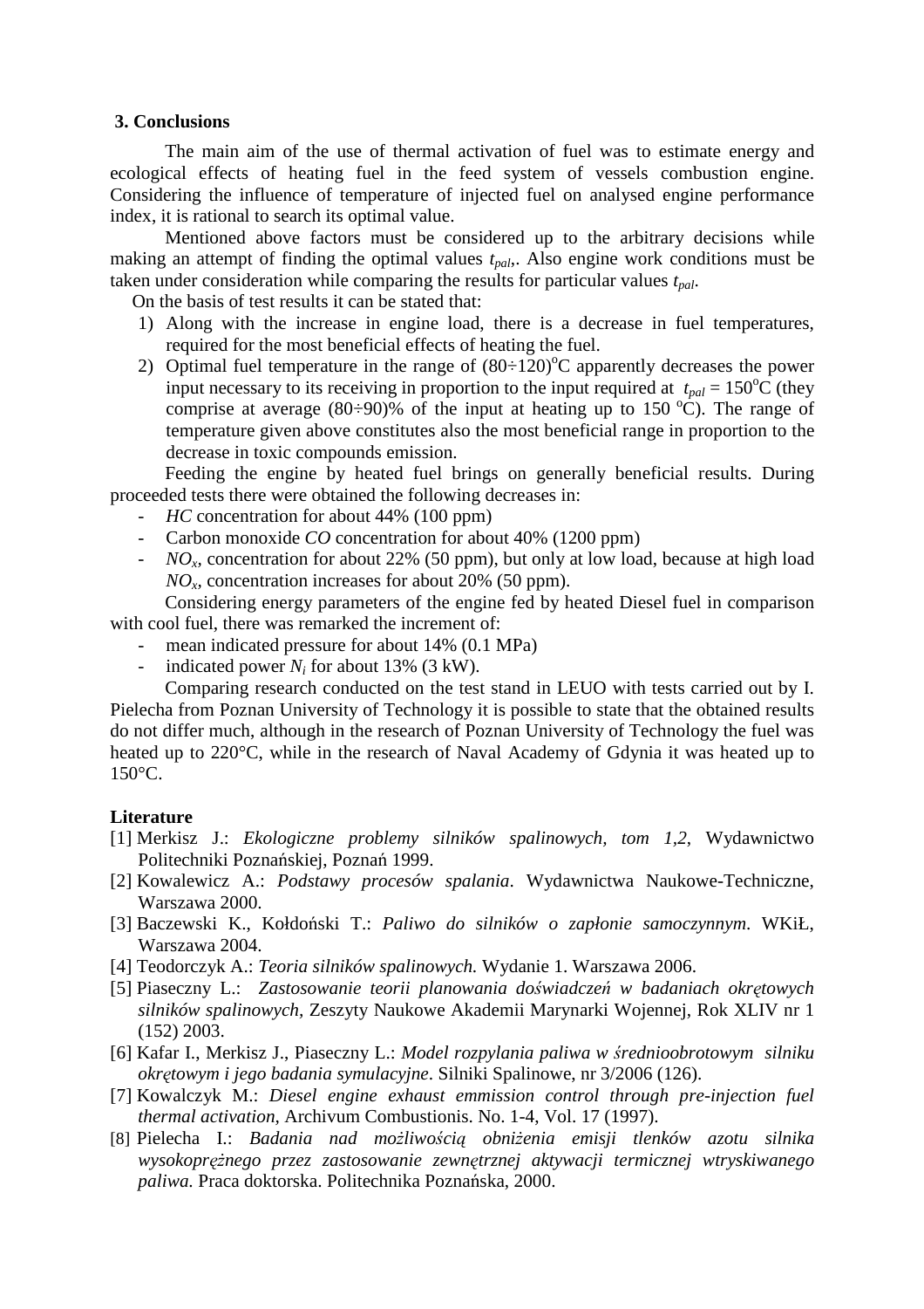## 3. Conclusions

The main aim of the use of thermal activation of fuel was to estimate energy and ecological effects of heating fuel in the feed system of vessels combustion engine. Considering the influence of temperature of injected fuel on analysed engine performance index, it is rational to search its optimal value.

Mentioned above factors must be considered up to the arbitrary decisions while making an attempt of finding the optimal values $t_{pal}$,. Also engine work conditions must be taken under consideration while comparing the results for particular values $t_{pal}$.

On the basis of test results it can be stated that:

1) Along with the increase in engine load, there is a decrease in fuel temperatures, required for the most beneficial effects of heating the fuel.
2) Optimal fuel temperature in the range of $(80\div120)^{o}$C apparently decreases the power input necessary to its receiving in proportion to the input required at $t_{pal} = 150^{o}$C (they comprise at average $(80\div90)$% of the input at heating up to 150 $^{o}$C). The range of temperature given above constitutes also the most beneficial range in proportion to the decrease in toxic compounds emission.

Feeding the engine by heated fuel brings on generally beneficial results. During proceeded tests there were obtained the following decreases in:

- $HC$ concentration for about 44% (100 ppm)
- Carbon monoxide $CO$ concentration for about 40% (1200 ppm)
- $NO_x$, concentration for about 22% (50 ppm), but only at low load, because at high load $NO_x$, concentration increases for about 20% (50 ppm).

Considering energy parameters of the engine fed by heated Diesel fuel in comparison with cool fuel, there was remarked the increment of:

- mean indicated pressure for about 14% (0.1 MPa)
- indicated power $N_i$ for about 13% (3 kW).

Comparing research conducted on the test stand in LEUO with tests carried out by I. Pielecha from Poznan University of Technology it is possible to state that the obtained results do not differ much, although in the research of Poznan University of Technology the fuel was heated up to 220°C, while in the research of Naval Academy of Gdynia it was heated up to 150°C.

**Literature**

[1] Merkisz J.: *Ekologiczne problemy silników spalinowych, tom 1,2*, Wydawnictwo Politechniki Poznańskiej, Poznań 1999.

[2] Kowalewicz A.: *Podstawy procesów spalania*. Wydawnictwa Naukowe-Techniczne, Warszawa 2000.

[3] Baczewski K., Kołdoński T.: *Paliwo do silników o zapłonie samoczynnym*. WKiŁ, Warszawa 2004.

[4] Teodorczyk A.: *Teoria silników spalinowych.* Wydanie 1. Warszawa 2006.

[5] Piaseczny L.: *Zastosowanie teorii planowania doświadczeń w badaniach okrętowych silników spalinowych*, Zeszyty Naukowe Akademii Marynarki Wojennej, Rok XLIV nr 1 (152) 2003.

[6] Kafar I., Merkisz J., Piaseczny L.: *Model rozpylania paliwa w średnioobrotowym silniku okrętowym i jego badania symulacyjne*. Silniki Spalinowe, nr 3/2006 (126).

[7] Kowalczyk M.: *Diesel engine exhaust emmission control through pre-injection fuel thermal activation*, Archivum Combustionis. No. 1-4, Vol. 17 (1997).

[8] Pielecha I.: *Badania nad możliwością obniżenia emisji tlenków azotu silnika wysokoprężnego przez zastosowanie zewnętrznej aktywacji termicznej wtryskiwanego paliwa.* Praca doktorska. Politechnika Poznańska, 2000.